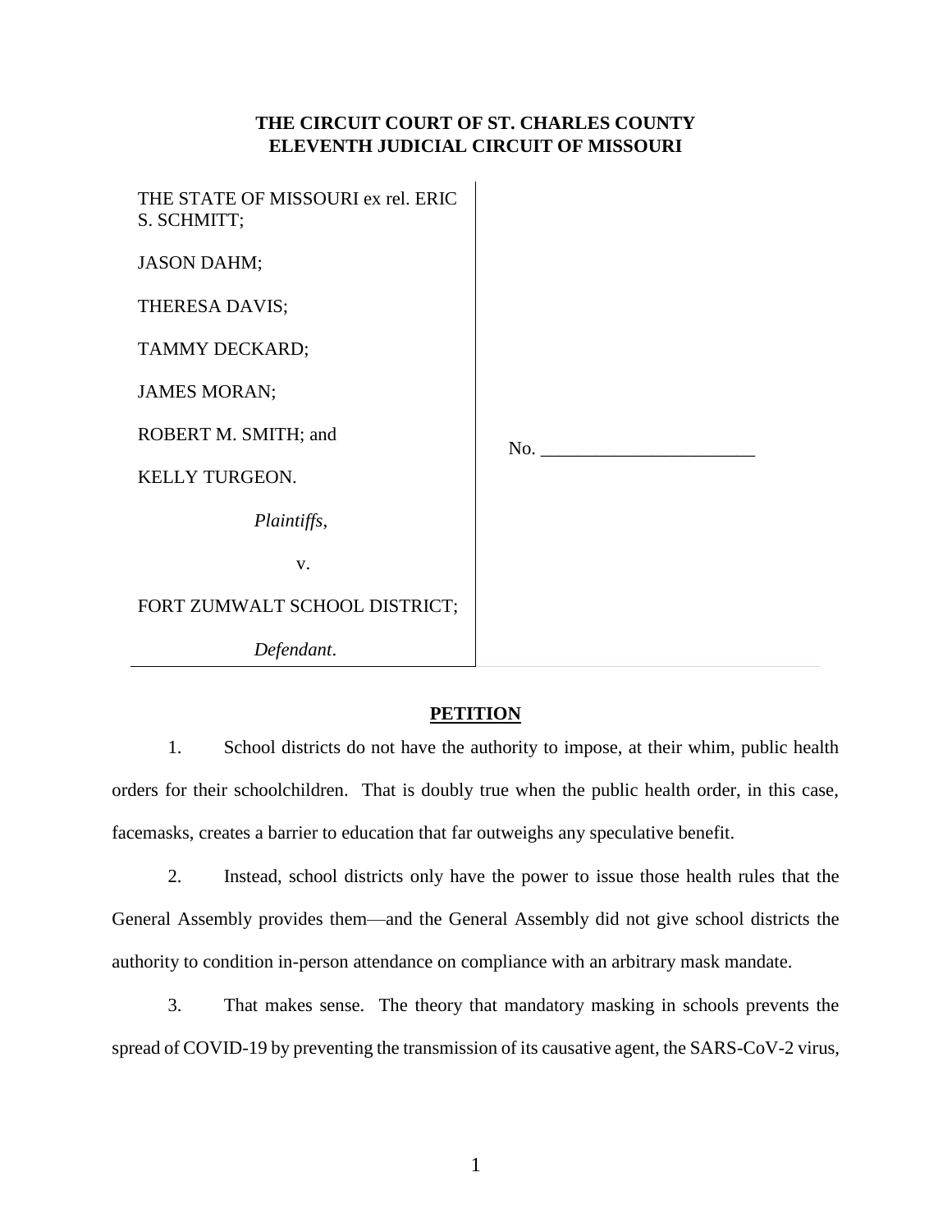**THE CIRCUIT COURT OF ST. CHARLES COUNTY**
**ELEVENTH JUDICIAL CIRCUIT OF MISSOURI**

| | |
|---|---|
| THE STATE OF MISSOURI ex rel. ERIC S. SCHMITT;<br><br>JASON DAHM;<br><br>THERESA DAVIS;<br><br>TAMMY DECKARD;<br><br>JAMES MORAN;<br><br>ROBERT M. SMITH; and<br><br>KELLY TURGEON.<br><br>*Plaintiffs*,<br><br>v.<br><br>FORT ZUMWALT SCHOOL DISTRICT;<br><br>*Defendant*. | No. _______________________ |

## PETITION

1. School districts do not have the authority to impose, at their whim, public health orders for their schoolchildren. That is doubly true when the public health order, in this case, facemasks, creates a barrier to education that far outweighs any speculative benefit.

2. Instead, school districts only have the power to issue those health rules that the General Assembly provides them—and the General Assembly did not give school districts the authority to condition in-person attendance on compliance with an arbitrary mask mandate.

3. That makes sense. The theory that mandatory masking in schools prevents the spread of COVID-19 by preventing the transmission of its causative agent, the SARS-CoV-2 virus,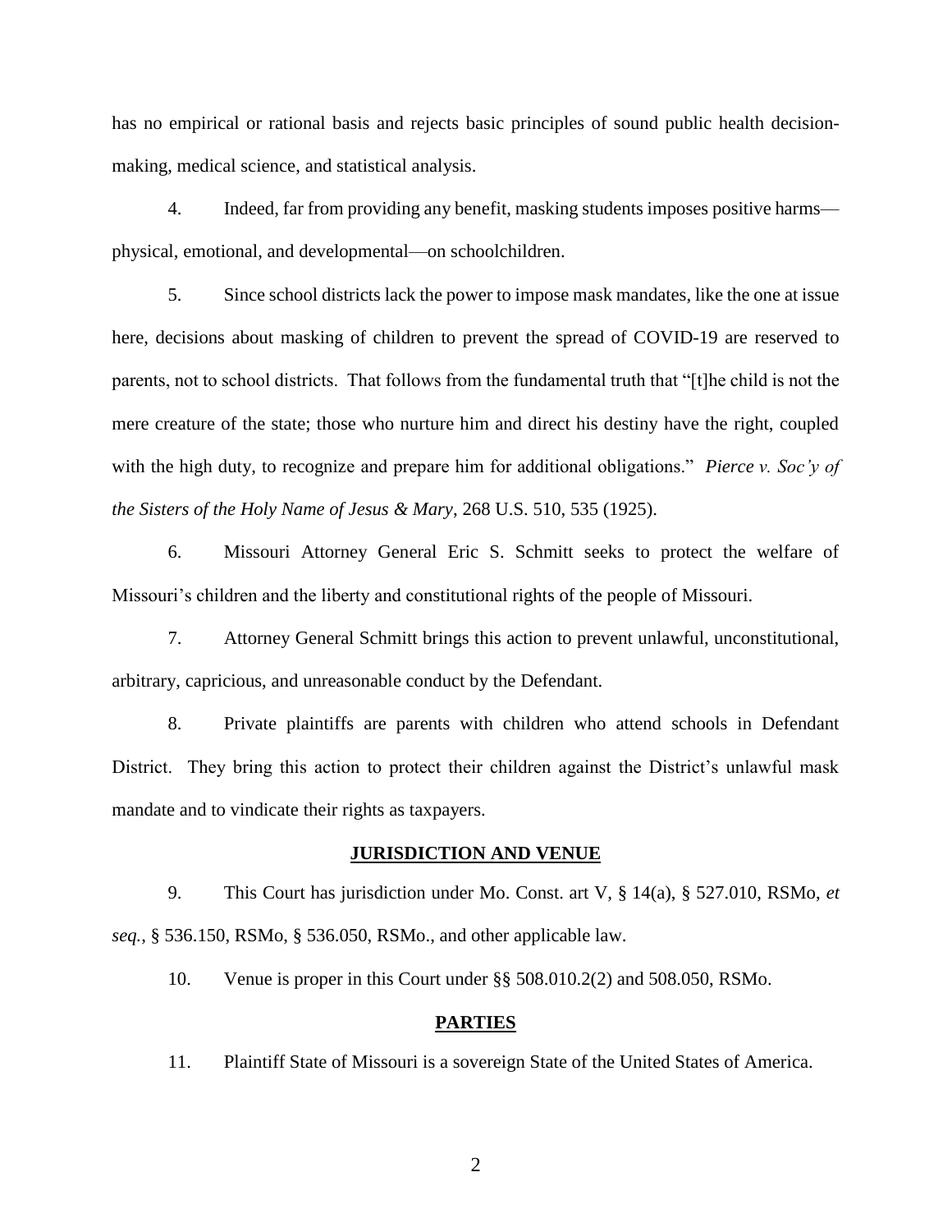has no empirical or rational basis and rejects basic principles of sound public health decision-making, medical science, and statistical analysis.

4. Indeed, far from providing any benefit, masking students imposes positive harms—physical, emotional, and developmental—on schoolchildren.

5. Since school districts lack the power to impose mask mandates, like the one at issue here, decisions about masking of children to prevent the spread of COVID-19 are reserved to parents, not to school districts. That follows from the fundamental truth that "[t]he child is not the mere creature of the state; those who nurture him and direct his destiny have the right, coupled with the high duty, to recognize and prepare him for additional obligations." *Pierce v. Soc'y of the Sisters of the Holy Name of Jesus & Mary*, 268 U.S. 510, 535 (1925).

6. Missouri Attorney General Eric S. Schmitt seeks to protect the welfare of Missouri's children and the liberty and constitutional rights of the people of Missouri.

7. Attorney General Schmitt brings this action to prevent unlawful, unconstitutional, arbitrary, capricious, and unreasonable conduct by the Defendant.

8. Private plaintiffs are parents with children who attend schools in Defendant District. They bring this action to protect their children against the District's unlawful mask mandate and to vindicate their rights as taxpayers.

## JURISDICTION AND VENUE

9. This Court has jurisdiction under Mo. Const. art V, § 14(a), § 527.010, RSMo, *et seq.*, § 536.150, RSMo, § 536.050, RSMo., and other applicable law.

10. Venue is proper in this Court under §§ 508.010.2(2) and 508.050, RSMo.

## PARTIES

11. Plaintiff State of Missouri is a sovereign State of the United States of America.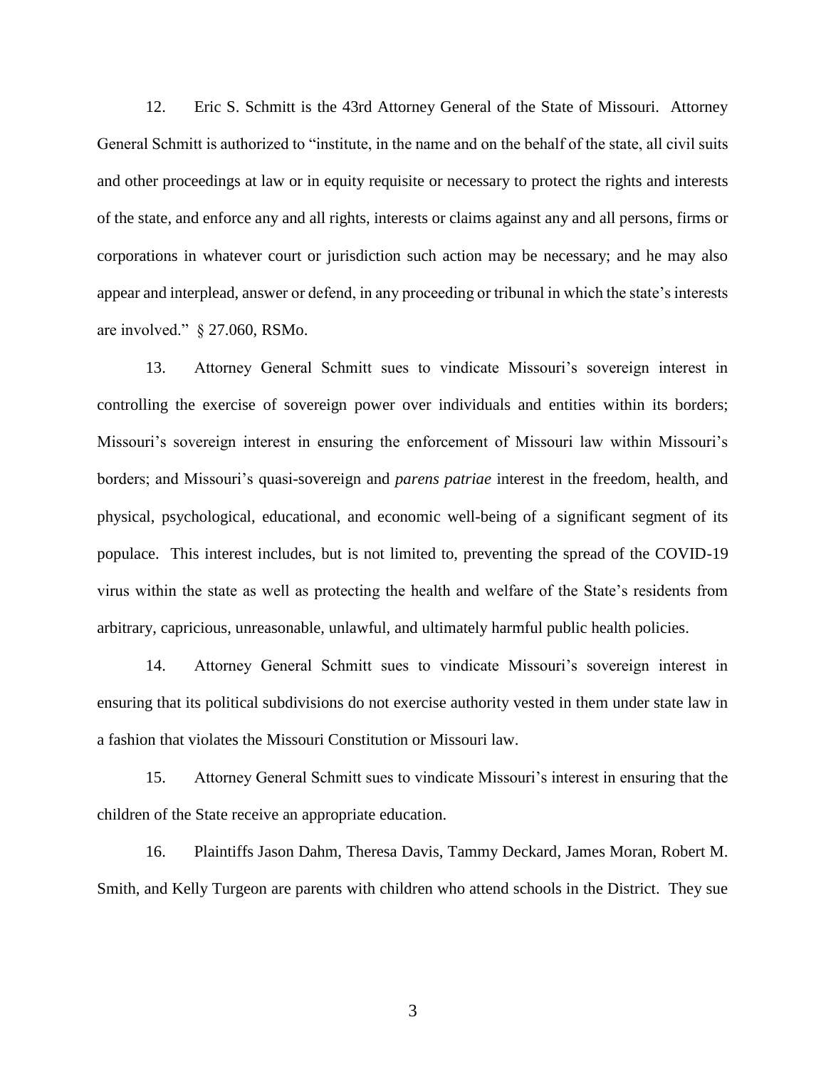12. Eric S. Schmitt is the 43rd Attorney General of the State of Missouri. Attorney General Schmitt is authorized to "institute, in the name and on the behalf of the state, all civil suits and other proceedings at law or in equity requisite or necessary to protect the rights and interests of the state, and enforce any and all rights, interests or claims against any and all persons, firms or corporations in whatever court or jurisdiction such action may be necessary; and he may also appear and interplead, answer or defend, in any proceeding or tribunal in which the state's interests are involved." § 27.060, RSMo.

13. Attorney General Schmitt sues to vindicate Missouri's sovereign interest in controlling the exercise of sovereign power over individuals and entities within its borders; Missouri's sovereign interest in ensuring the enforcement of Missouri law within Missouri's borders; and Missouri's quasi-sovereign and *parens patriae* interest in the freedom, health, and physical, psychological, educational, and economic well-being of a significant segment of its populace. This interest includes, but is not limited to, preventing the spread of the COVID-19 virus within the state as well as protecting the health and welfare of the State's residents from arbitrary, capricious, unreasonable, unlawful, and ultimately harmful public health policies.

14. Attorney General Schmitt sues to vindicate Missouri's sovereign interest in ensuring that its political subdivisions do not exercise authority vested in them under state law in a fashion that violates the Missouri Constitution or Missouri law.

15. Attorney General Schmitt sues to vindicate Missouri's interest in ensuring that the children of the State receive an appropriate education.

16. Plaintiffs Jason Dahm, Theresa Davis, Tammy Deckard, James Moran, Robert M. Smith, and Kelly Turgeon are parents with children who attend schools in the District. They sue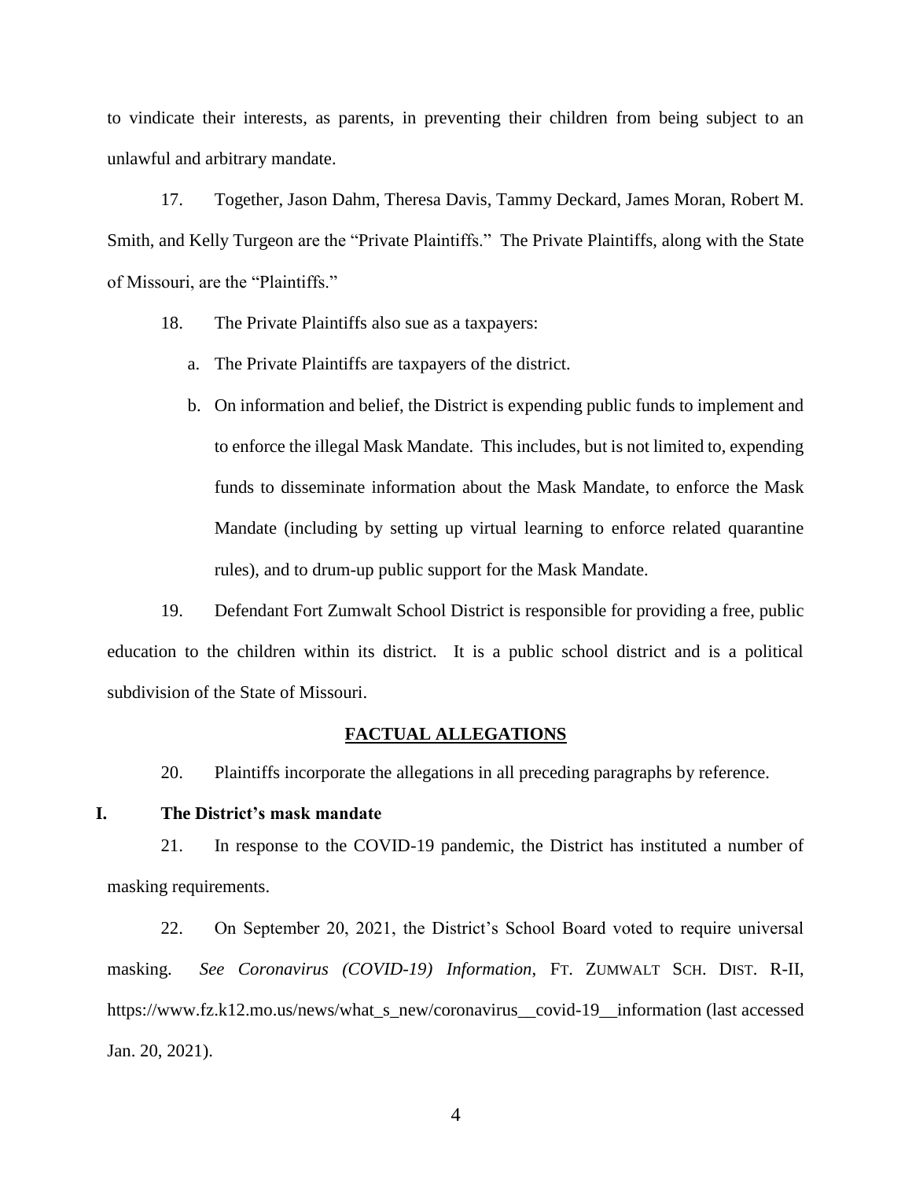to vindicate their interests, as parents, in preventing their children from being subject to an unlawful and arbitrary mandate.

17. Together, Jason Dahm, Theresa Davis, Tammy Deckard, James Moran, Robert M. Smith, and Kelly Turgeon are the "Private Plaintiffs." The Private Plaintiffs, along with the State of Missouri, are the "Plaintiffs."

18. The Private Plaintiffs also sue as a taxpayers:

a. The Private Plaintiffs are taxpayers of the district.

b. On information and belief, the District is expending public funds to implement and to enforce the illegal Mask Mandate. This includes, but is not limited to, expending funds to disseminate information about the Mask Mandate, to enforce the Mask Mandate (including by setting up virtual learning to enforce related quarantine rules), and to drum-up public support for the Mask Mandate.

19. Defendant Fort Zumwalt School District is responsible for providing a free, public education to the children within its district. It is a public school district and is a political subdivision of the State of Missouri.

## FACTUAL ALLEGATIONS

20. Plaintiffs incorporate the allegations in all preceding paragraphs by reference.

### I. The District's mask mandate

21. In response to the COVID-19 pandemic, the District has instituted a number of masking requirements.

22. On September 20, 2021, the District's School Board voted to require universal masking. *See Coronavirus (COVID-19) Information*, FT. ZUMWALT SCH. DIST. R-II, https://www.fz.k12.mo.us/news/what_s_new/coronavirus__covid-19__information (last accessed Jan. 20, 2021).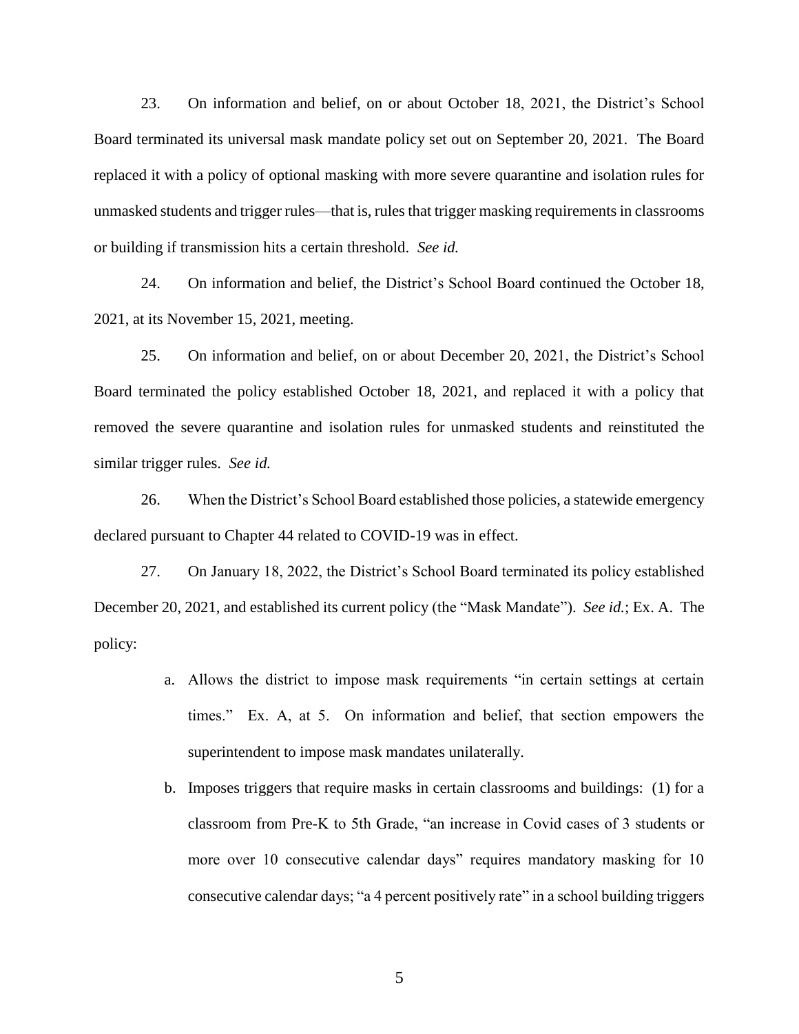23. On information and belief, on or about October 18, 2021, the District's School Board terminated its universal mask mandate policy set out on September 20, 2021. The Board replaced it with a policy of optional masking with more severe quarantine and isolation rules for unmasked students and trigger rules—that is, rules that trigger masking requirements in classrooms or building if transmission hits a certain threshold. *See id.*

24. On information and belief, the District's School Board continued the October 18, 2021, at its November 15, 2021, meeting.

25. On information and belief, on or about December 20, 2021, the District's School Board terminated the policy established October 18, 2021, and replaced it with a policy that removed the severe quarantine and isolation rules for unmasked students and reinstituted the similar trigger rules. *See id.*

26. When the District's School Board established those policies, a statewide emergency declared pursuant to Chapter 44 related to COVID-19 was in effect.

27. On January 18, 2022, the District's School Board terminated its policy established December 20, 2021, and established its current policy (the "Mask Mandate"). *See id.*; Ex. A. The policy:

a. Allows the district to impose mask requirements "in certain settings at certain times." Ex. A, at 5. On information and belief, that section empowers the superintendent to impose mask mandates unilaterally.

b. Imposes triggers that require masks in certain classrooms and buildings: (1) for a classroom from Pre-K to 5th Grade, "an increase in Covid cases of 3 students or more over 10 consecutive calendar days" requires mandatory masking for 10 consecutive calendar days; "a 4 percent positively rate" in a school building triggers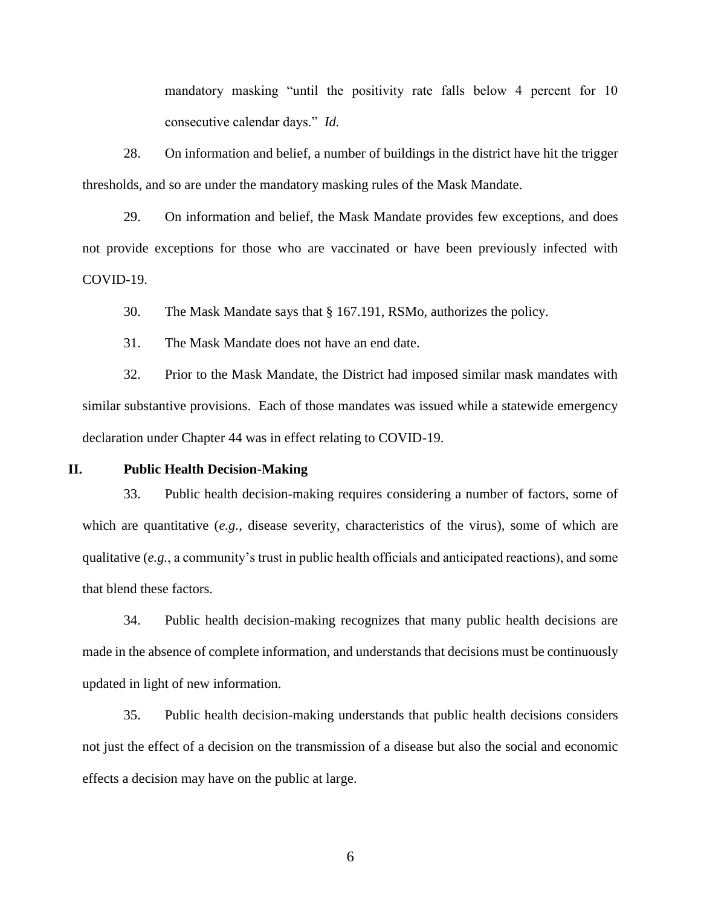mandatory masking "until the positivity rate falls below 4 percent for 10 consecutive calendar days." *Id.*

28. On information and belief, a number of buildings in the district have hit the trigger thresholds, and so are under the mandatory masking rules of the Mask Mandate.

29. On information and belief, the Mask Mandate provides few exceptions, and does not provide exceptions for those who are vaccinated or have been previously infected with COVID-19.

30. The Mask Mandate says that § 167.191, RSMo, authorizes the policy.

31. The Mask Mandate does not have an end date.

32. Prior to the Mask Mandate, the District had imposed similar mask mandates with similar substantive provisions. Each of those mandates was issued while a statewide emergency declaration under Chapter 44 was in effect relating to COVID-19.

## II. Public Health Decision-Making

33. Public health decision-making requires considering a number of factors, some of which are quantitative (*e.g.*, disease severity, characteristics of the virus), some of which are qualitative (*e.g.*, a community's trust in public health officials and anticipated reactions), and some that blend these factors.

34. Public health decision-making recognizes that many public health decisions are made in the absence of complete information, and understands that decisions must be continuously updated in light of new information.

35. Public health decision-making understands that public health decisions considers not just the effect of a decision on the transmission of a disease but also the social and economic effects a decision may have on the public at large.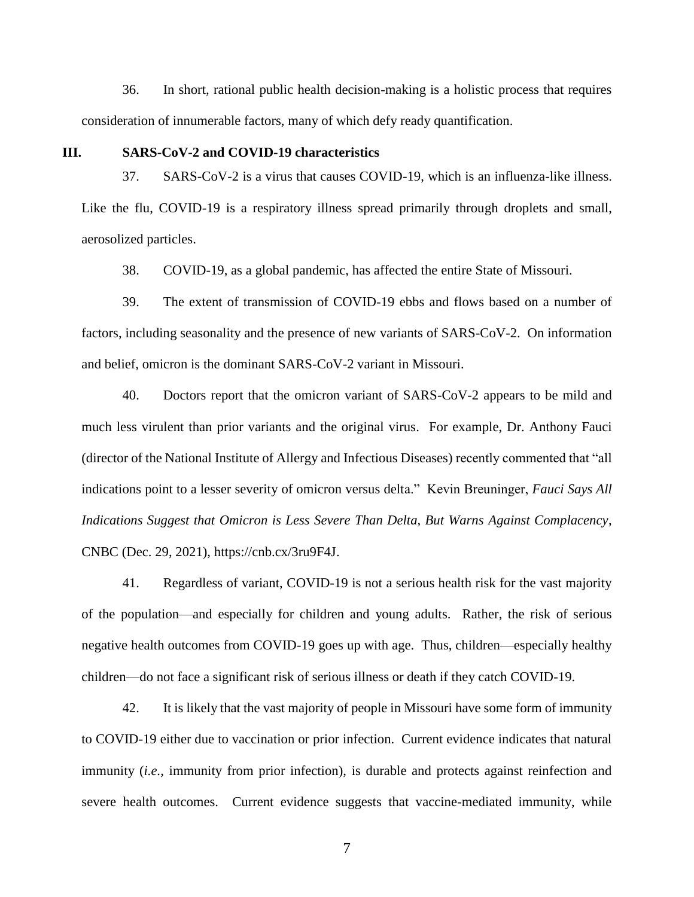36. In short, rational public health decision-making is a holistic process that requires consideration of innumerable factors, many of which defy ready quantification.

## III. SARS-CoV-2 and COVID-19 characteristics

37. SARS-CoV-2 is a virus that causes COVID-19, which is an influenza-like illness. Like the flu, COVID-19 is a respiratory illness spread primarily through droplets and small, aerosolized particles.

38. COVID-19, as a global pandemic, has affected the entire State of Missouri.

39. The extent of transmission of COVID-19 ebbs and flows based on a number of factors, including seasonality and the presence of new variants of SARS-CoV-2. On information and belief, omicron is the dominant SARS-CoV-2 variant in Missouri.

40. Doctors report that the omicron variant of SARS-CoV-2 appears to be mild and much less virulent than prior variants and the original virus. For example, Dr. Anthony Fauci (director of the National Institute of Allergy and Infectious Diseases) recently commented that "all indications point to a lesser severity of omicron versus delta." Kevin Breuninger, *Fauci Says All Indications Suggest that Omicron is Less Severe Than Delta, But Warns Against Complacency*, CNBC (Dec. 29, 2021), https://cnb.cx/3ru9F4J.

41. Regardless of variant, COVID-19 is not a serious health risk for the vast majority of the population—and especially for children and young adults. Rather, the risk of serious negative health outcomes from COVID-19 goes up with age. Thus, children—especially healthy children—do not face a significant risk of serious illness or death if they catch COVID-19.

42. It is likely that the vast majority of people in Missouri have some form of immunity to COVID-19 either due to vaccination or prior infection. Current evidence indicates that natural immunity (*i.e.*, immunity from prior infection), is durable and protects against reinfection and severe health outcomes. Current evidence suggests that vaccine-mediated immunity, while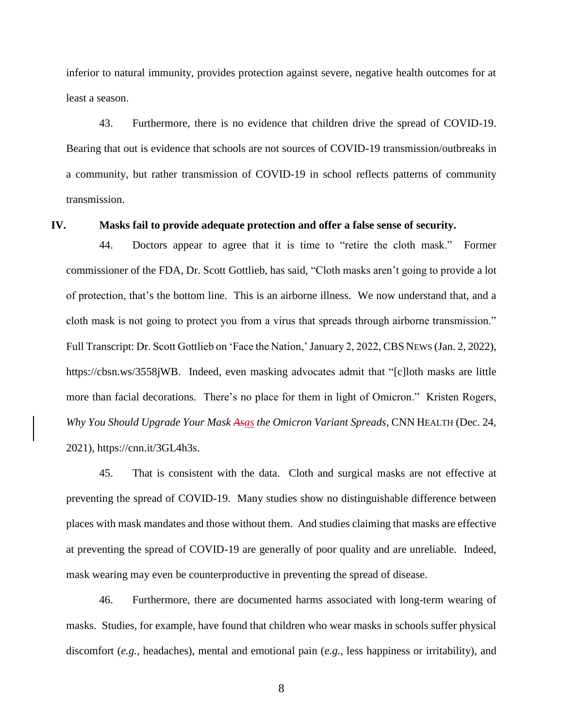inferior to natural immunity, provides protection against severe, negative health outcomes for at least a season.

43. Furthermore, there is no evidence that children drive the spread of COVID-19. Bearing that out is evidence that schools are not sources of COVID-19 transmission/outbreaks in a community, but rather transmission of COVID-19 in school reflects patterns of community transmission.

## IV. Masks fail to provide adequate protection and offer a false sense of security.

44. Doctors appear to agree that it is time to "retire the cloth mask." Former commissioner of the FDA, Dr. Scott Gottlieb, has said, "Cloth masks aren't going to provide a lot of protection, that's the bottom line. This is an airborne illness. We now understand that, and a cloth mask is not going to protect you from a virus that spreads through airborne transmission." Full Transcript: Dr. Scott Gottlieb on 'Face the Nation,' January 2, 2022, CBS NEWS (Jan. 2, 2022), https://cbsn.ws/3558jWB. Indeed, even masking advocates admit that "[c]loth masks are little more than facial decorations. There's no place for them in light of Omicron." Kristen Rogers, *Why You Should Upgrade Your Mask ~~As~~as the Omicron Variant Spreads*, CNN HEALTH (Dec. 24, 2021), https://cnn.it/3GL4h3s.

45. That is consistent with the data. Cloth and surgical masks are not effective at preventing the spread of COVID-19. Many studies show no distinguishable difference between places with mask mandates and those without them. And studies claiming that masks are effective at preventing the spread of COVID-19 are generally of poor quality and are unreliable. Indeed, mask wearing may even be counterproductive in preventing the spread of disease.

46. Furthermore, there are documented harms associated with long-term wearing of masks. Studies, for example, have found that children who wear masks in schools suffer physical discomfort (*e.g.*, headaches), mental and emotional pain (*e.g.*, less happiness or irritability), and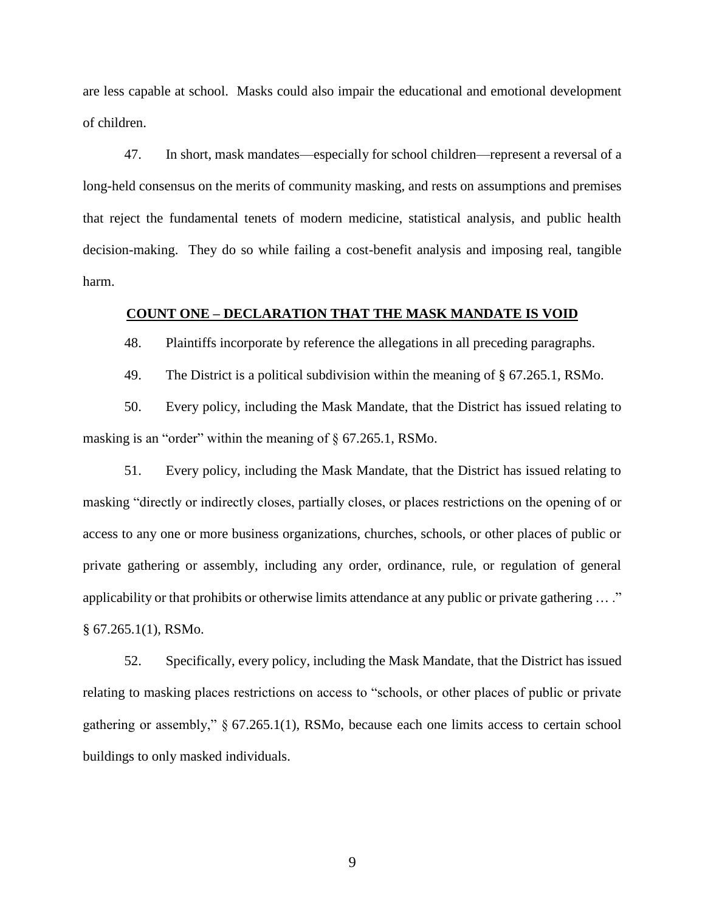are less capable at school. Masks could also impair the educational and emotional development of children.

47. In short, mask mandates—especially for school children—represent a reversal of a long-held consensus on the merits of community masking, and rests on assumptions and premises that reject the fundamental tenets of modern medicine, statistical analysis, and public health decision-making. They do so while failing a cost-benefit analysis and imposing real, tangible harm.

## **COUNT ONE – DECLARATION THAT THE MASK MANDATE IS VOID**

48. Plaintiffs incorporate by reference the allegations in all preceding paragraphs.

49. The District is a political subdivision within the meaning of § 67.265.1, RSMo.

50. Every policy, including the Mask Mandate, that the District has issued relating to masking is an "order" within the meaning of § 67.265.1, RSMo.

51. Every policy, including the Mask Mandate, that the District has issued relating to masking "directly or indirectly closes, partially closes, or places restrictions on the opening of or access to any one or more business organizations, churches, schools, or other places of public or private gathering or assembly, including any order, ordinance, rule, or regulation of general applicability or that prohibits or otherwise limits attendance at any public or private gathering … ." § 67.265.1(1), RSMo.

52. Specifically, every policy, including the Mask Mandate, that the District has issued relating to masking places restrictions on access to "schools, or other places of public or private gathering or assembly," § 67.265.1(1), RSMo, because each one limits access to certain school buildings to only masked individuals.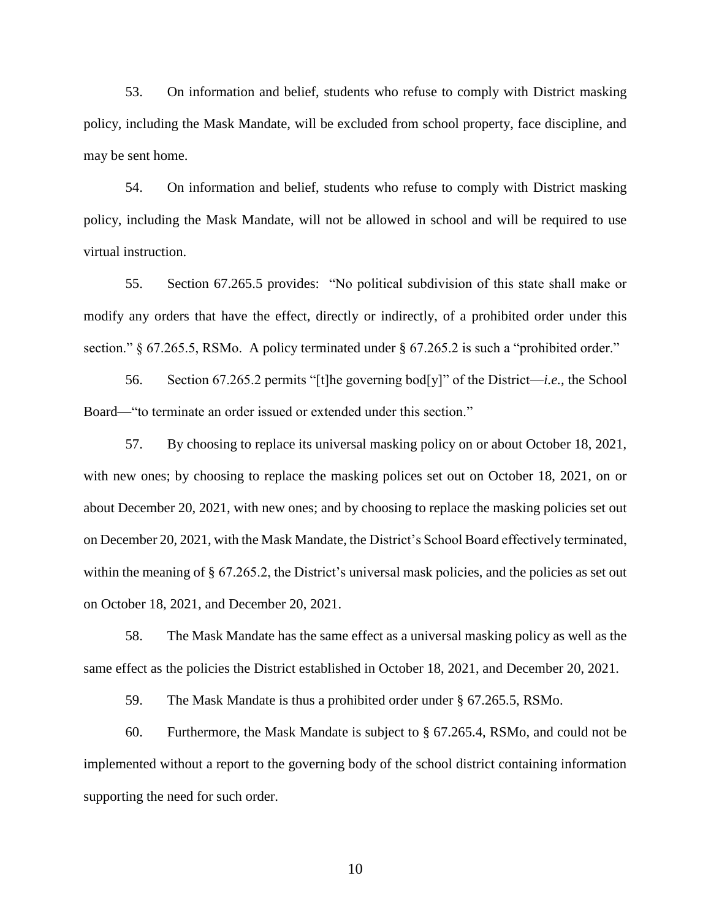53. On information and belief, students who refuse to comply with District masking policy, including the Mask Mandate, will be excluded from school property, face discipline, and may be sent home.

54. On information and belief, students who refuse to comply with District masking policy, including the Mask Mandate, will not be allowed in school and will be required to use virtual instruction.

55. Section 67.265.5 provides: "No political subdivision of this state shall make or modify any orders that have the effect, directly or indirectly, of a prohibited order under this section." § 67.265.5, RSMo. A policy terminated under § 67.265.2 is such a "prohibited order."

56. Section 67.265.2 permits "[t]he governing bod[y]" of the District—*i.e.*, the School Board—"to terminate an order issued or extended under this section."

57. By choosing to replace its universal masking policy on or about October 18, 2021, with new ones; by choosing to replace the masking polices set out on October 18, 2021, on or about December 20, 2021, with new ones; and by choosing to replace the masking policies set out on December 20, 2021, with the Mask Mandate, the District's School Board effectively terminated, within the meaning of § 67.265.2, the District's universal mask policies, and the policies as set out on October 18, 2021, and December 20, 2021.

58. The Mask Mandate has the same effect as a universal masking policy as well as the same effect as the policies the District established in October 18, 2021, and December 20, 2021.

59. The Mask Mandate is thus a prohibited order under § 67.265.5, RSMo.

60. Furthermore, the Mask Mandate is subject to § 67.265.4, RSMo, and could not be implemented without a report to the governing body of the school district containing information supporting the need for such order.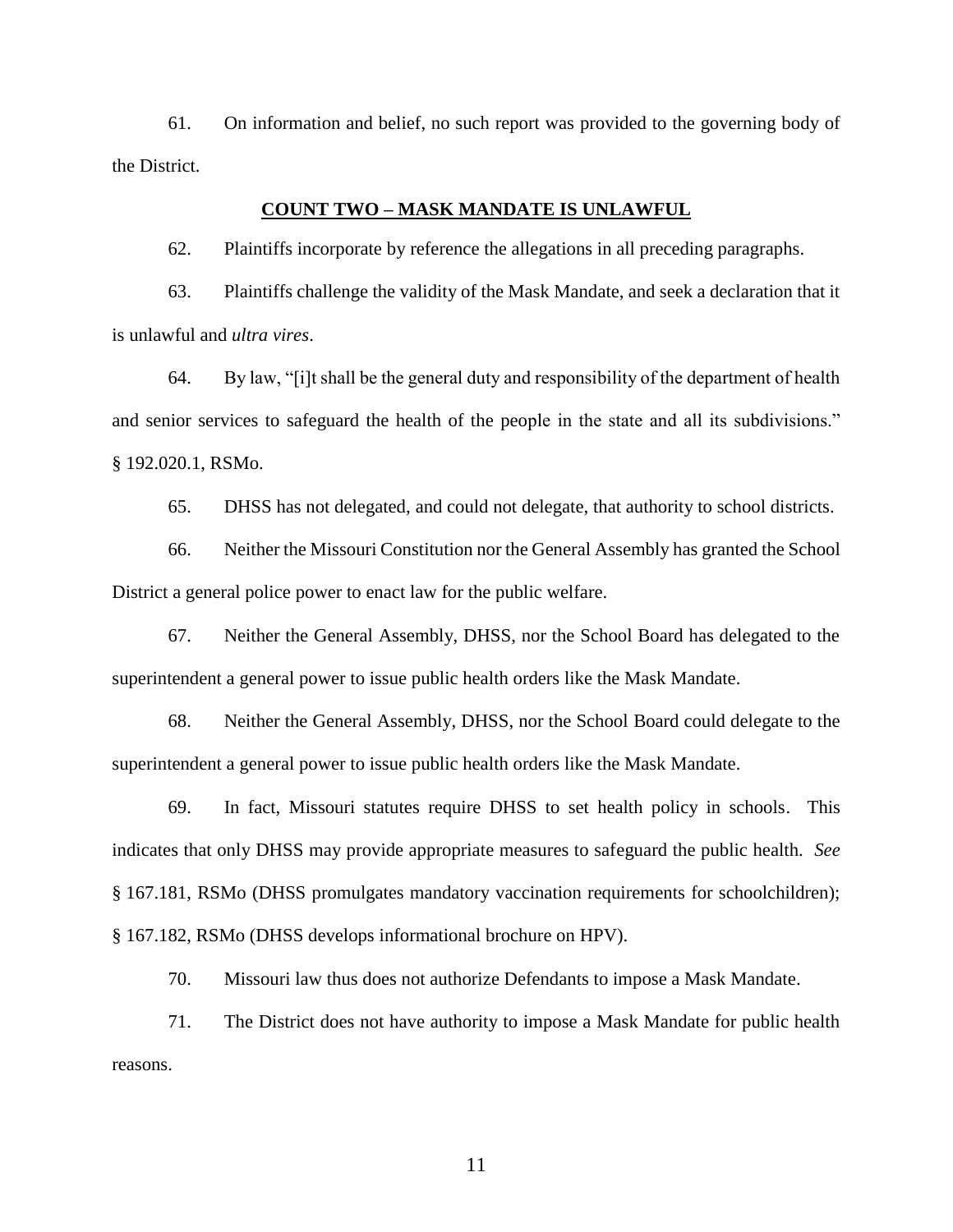61. On information and belief, no such report was provided to the governing body of the District.

**COUNT TWO – MASK MANDATE IS UNLAWFUL**

62. Plaintiffs incorporate by reference the allegations in all preceding paragraphs.

63. Plaintiffs challenge the validity of the Mask Mandate, and seek a declaration that it is unlawful and *ultra vires*.

64. By law, "[i]t shall be the general duty and responsibility of the department of health and senior services to safeguard the health of the people in the state and all its subdivisions." § 192.020.1, RSMo.

65. DHSS has not delegated, and could not delegate, that authority to school districts.

66. Neither the Missouri Constitution nor the General Assembly has granted the School District a general police power to enact law for the public welfare.

67. Neither the General Assembly, DHSS, nor the School Board has delegated to the superintendent a general power to issue public health orders like the Mask Mandate.

68. Neither the General Assembly, DHSS, nor the School Board could delegate to the superintendent a general power to issue public health orders like the Mask Mandate.

69. In fact, Missouri statutes require DHSS to set health policy in schools. This indicates that only DHSS may provide appropriate measures to safeguard the public health. *See* § 167.181, RSMo (DHSS promulgates mandatory vaccination requirements for schoolchildren); § 167.182, RSMo (DHSS develops informational brochure on HPV).

70. Missouri law thus does not authorize Defendants to impose a Mask Mandate.

71. The District does not have authority to impose a Mask Mandate for public health reasons.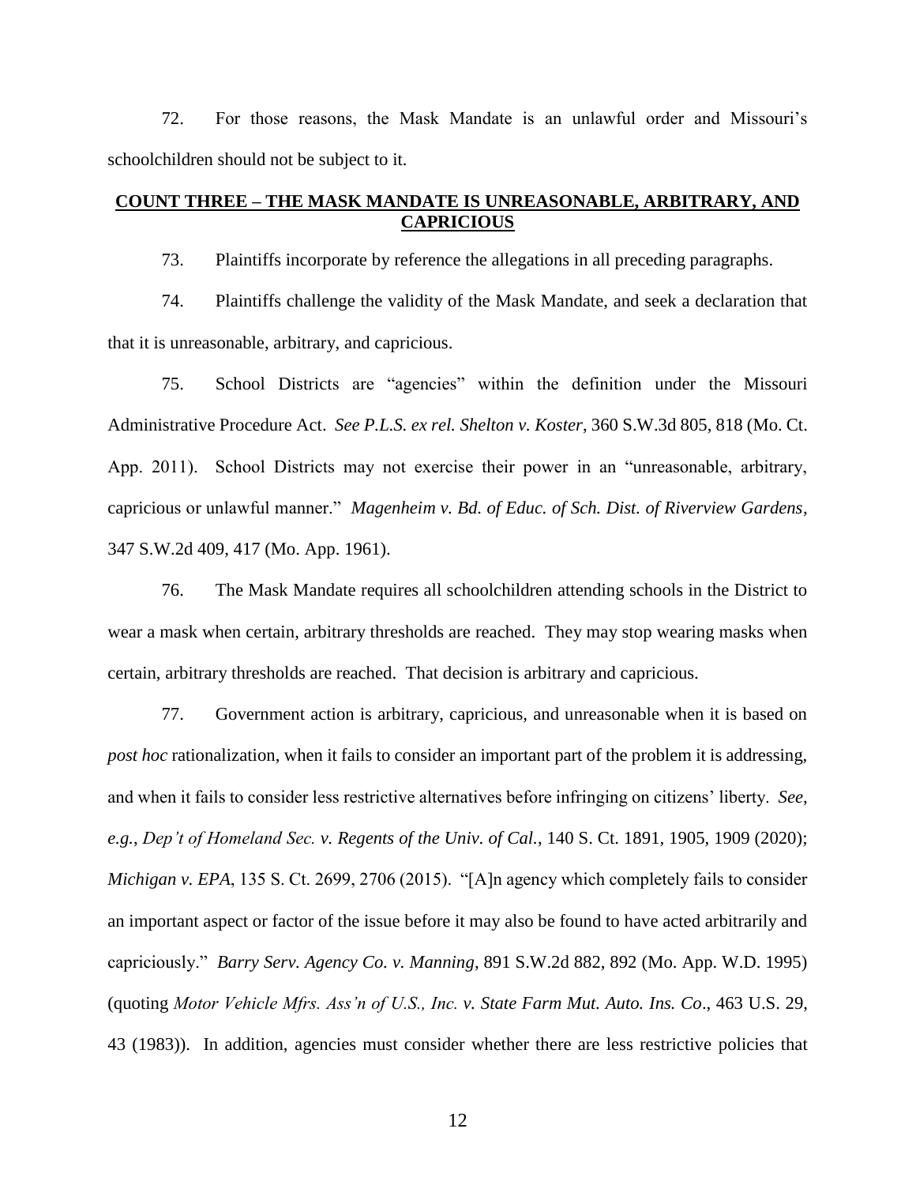72. For those reasons, the Mask Mandate is an unlawful order and Missouri's schoolchildren should not be subject to it.

## **COUNT THREE – THE MASK MANDATE IS UNREASONABLE, ARBITRARY, AND CAPRICIOUS**

73. Plaintiffs incorporate by reference the allegations in all preceding paragraphs.

74. Plaintiffs challenge the validity of the Mask Mandate, and seek a declaration that that it is unreasonable, arbitrary, and capricious.

75. School Districts are "agencies" within the definition under the Missouri Administrative Procedure Act. *See P.L.S. ex rel. Shelton v. Koster*, 360 S.W.3d 805, 818 (Mo. Ct. App. 2011). School Districts may not exercise their power in an "unreasonable, arbitrary, capricious or unlawful manner." *Magenheim v. Bd. of Educ. of Sch. Dist. of Riverview Gardens*, 347 S.W.2d 409, 417 (Mo. App. 1961).

76. The Mask Mandate requires all schoolchildren attending schools in the District to wear a mask when certain, arbitrary thresholds are reached. They may stop wearing masks when certain, arbitrary thresholds are reached. That decision is arbitrary and capricious.

77. Government action is arbitrary, capricious, and unreasonable when it is based on *post hoc* rationalization, when it fails to consider an important part of the problem it is addressing, and when it fails to consider less restrictive alternatives before infringing on citizens' liberty. *See, e.g.*, *Dep't of Homeland Sec. v. Regents of the Univ. of Cal.*, 140 S. Ct. 1891, 1905, 1909 (2020); *Michigan v. EPA*, 135 S. Ct. 2699, 2706 (2015). "[A]n agency which completely fails to consider an important aspect or factor of the issue before it may also be found to have acted arbitrarily and capriciously." *Barry Serv. Agency Co. v. Manning*, 891 S.W.2d 882, 892 (Mo. App. W.D. 1995) (quoting *Motor Vehicle Mfrs. Ass'n of U.S., Inc. v. State Farm Mut. Auto. Ins. Co*., 463 U.S. 29, 43 (1983)). In addition, agencies must consider whether there are less restrictive policies that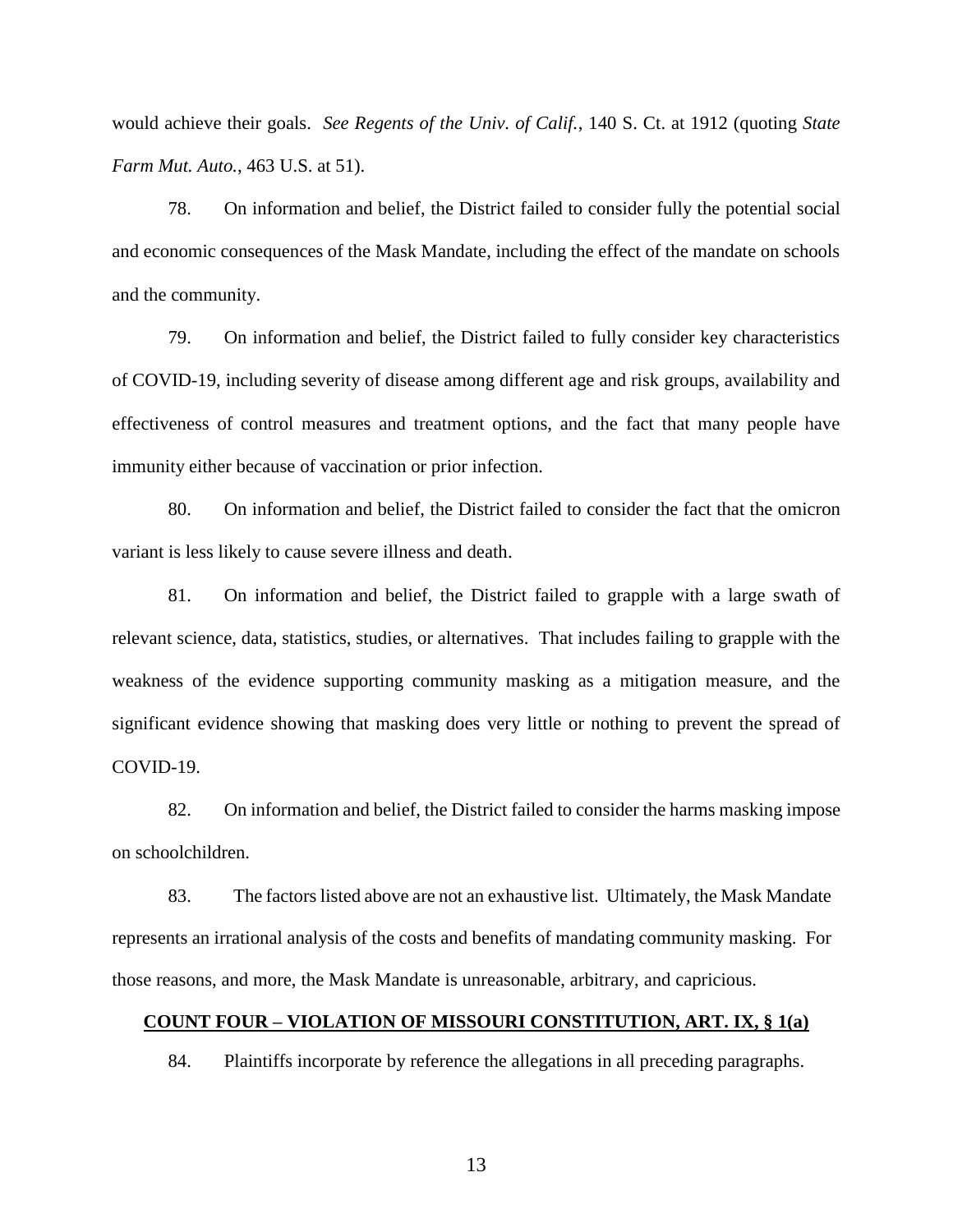would achieve their goals. *See Regents of the Univ. of Calif.*, 140 S. Ct. at 1912 (quoting *State Farm Mut. Auto.*, 463 U.S. at 51).

78. On information and belief, the District failed to consider fully the potential social and economic consequences of the Mask Mandate, including the effect of the mandate on schools and the community.

79. On information and belief, the District failed to fully consider key characteristics of COVID-19, including severity of disease among different age and risk groups, availability and effectiveness of control measures and treatment options, and the fact that many people have immunity either because of vaccination or prior infection.

80. On information and belief, the District failed to consider the fact that the omicron variant is less likely to cause severe illness and death.

81. On information and belief, the District failed to grapple with a large swath of relevant science, data, statistics, studies, or alternatives. That includes failing to grapple with the weakness of the evidence supporting community masking as a mitigation measure, and the significant evidence showing that masking does very little or nothing to prevent the spread of COVID-19.

82. On information and belief, the District failed to consider the harms masking impose on schoolchildren.

83. The factors listed above are not an exhaustive list. Ultimately, the Mask Mandate represents an irrational analysis of the costs and benefits of mandating community masking. For those reasons, and more, the Mask Mandate is unreasonable, arbitrary, and capricious.

## COUNT FOUR – VIOLATION OF MISSOURI CONSTITUTION, ART. IX, § 1(a)

84. Plaintiffs incorporate by reference the allegations in all preceding paragraphs.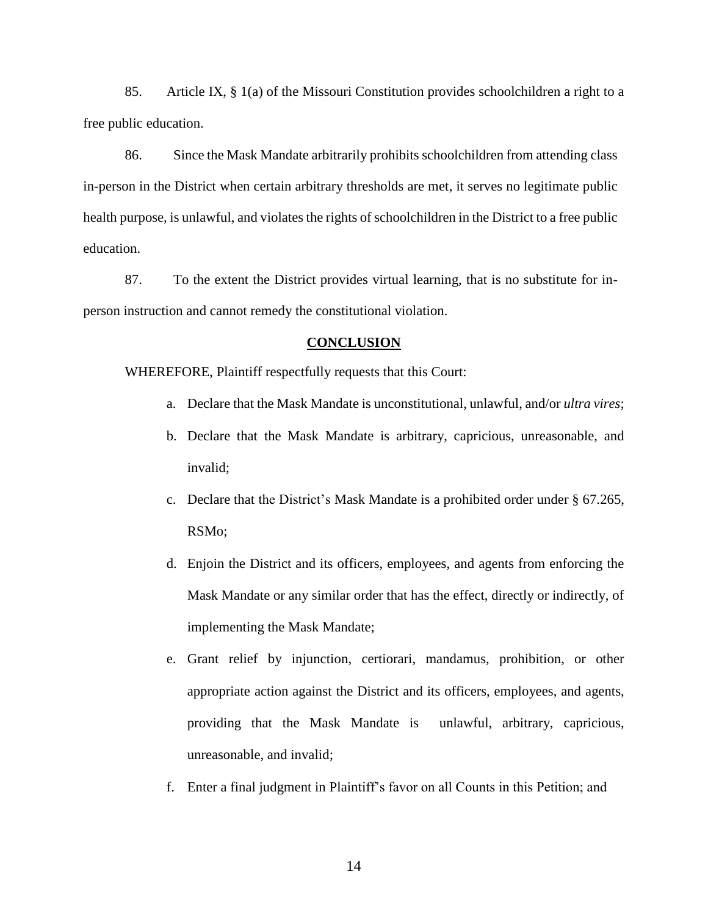85. Article IX, § 1(a) of the Missouri Constitution provides schoolchildren a right to a free public education.

86. Since the Mask Mandate arbitrarily prohibits schoolchildren from attending class in-person in the District when certain arbitrary thresholds are met, it serves no legitimate public health purpose, is unlawful, and violates the rights of schoolchildren in the District to a free public education.

87. To the extent the District provides virtual learning, that is no substitute for in-person instruction and cannot remedy the constitutional violation.

## **CONCLUSION**

WHEREFORE, Plaintiff respectfully requests that this Court:

a. Declare that the Mask Mandate is unconstitutional, unlawful, and/or *ultra vires*;

b. Declare that the Mask Mandate is arbitrary, capricious, unreasonable, and invalid;

c. Declare that the District's Mask Mandate is a prohibited order under § 67.265, RSMo;

d. Enjoin the District and its officers, employees, and agents from enforcing the Mask Mandate or any similar order that has the effect, directly or indirectly, of implementing the Mask Mandate;

e. Grant relief by injunction, certiorari, mandamus, prohibition, or other appropriate action against the District and its officers, employees, and agents, providing that the Mask Mandate is unlawful, arbitrary, capricious, unreasonable, and invalid;

f. Enter a final judgment in Plaintiff's favor on all Counts in this Petition; and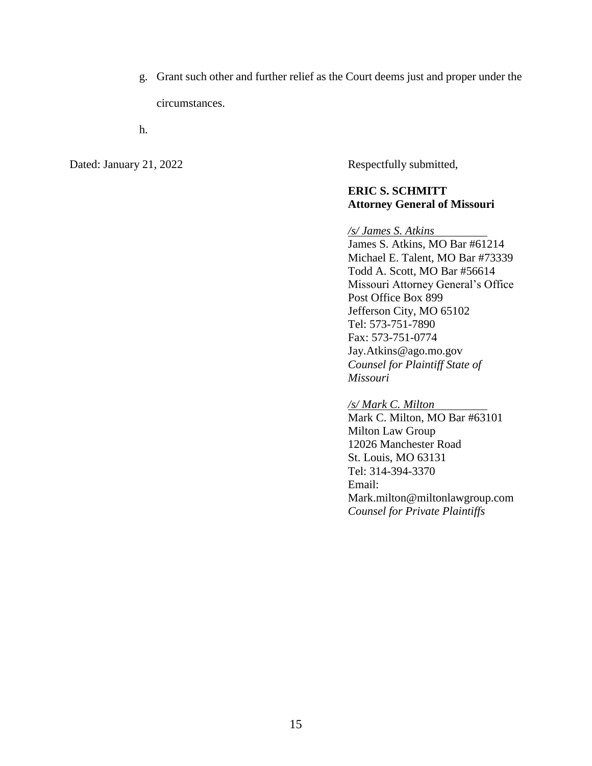g. Grant such other and further relief as the Court deems just and proper under the circumstances.

h.

Dated: January 21, 2022

Respectfully submitted,

**ERIC S. SCHMITT**
**Attorney General of Missouri**

*/s/ James S. Atkins*
James S. Atkins, MO Bar #61214
Michael E. Talent, MO Bar #73339
Todd A. Scott, MO Bar #56614
Missouri Attorney General's Office
Post Office Box 899
Jefferson City, MO 65102
Tel: 573-751-7890
Fax: 573-751-0774
Jay.Atkins@ago.mo.gov
*Counsel for Plaintiff State of Missouri*

*/s/ Mark C. Milton*
Mark C. Milton, MO Bar #63101
Milton Law Group
12026 Manchester Road
St. Louis, MO 63131
Tel: 314-394-3370
Email:
Mark.milton@miltonlawgroup.com
*Counsel for Private Plaintiffs*